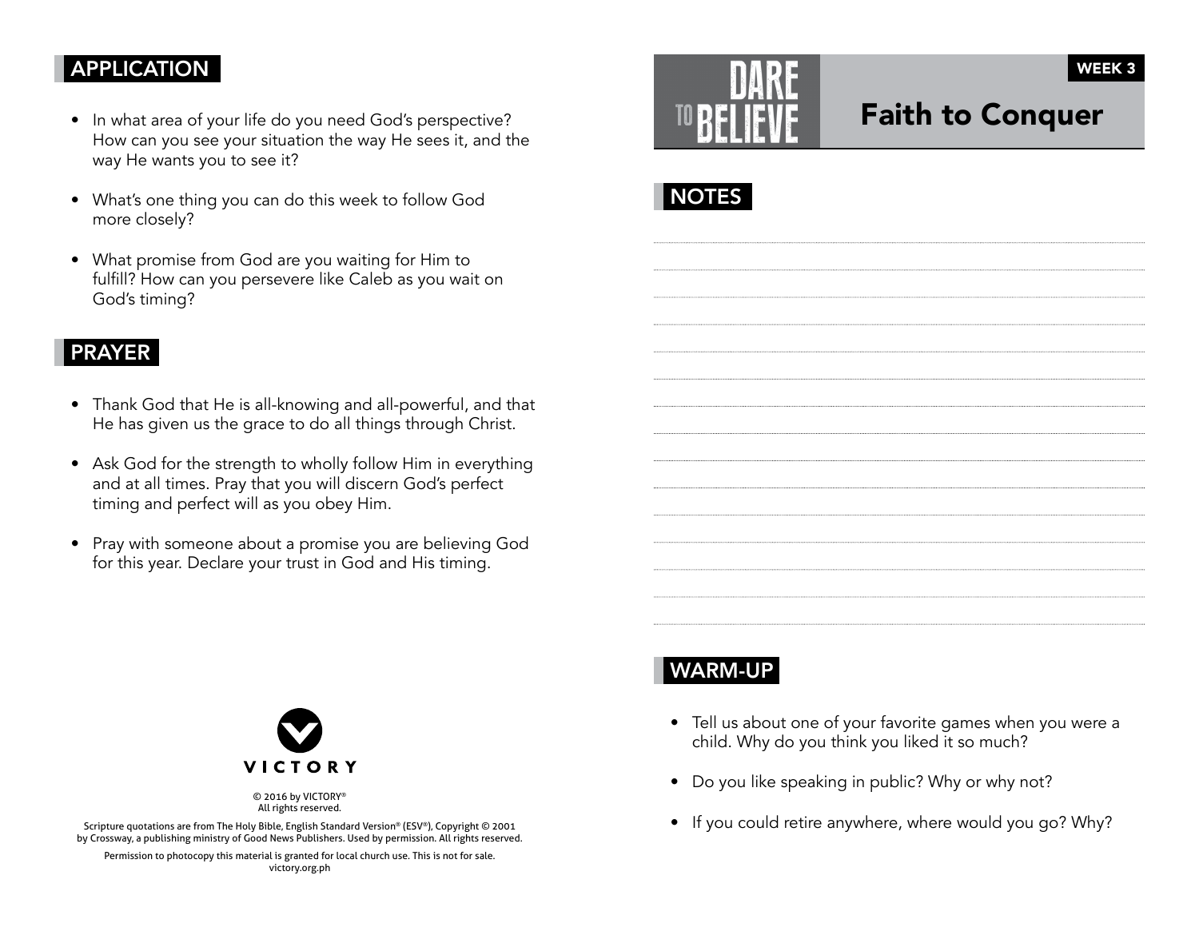## APPLICATION

- In what area of your life do you need God's perspective? How can you see your situation the way He sees it, and the way He wants you to see it?
- What's one thing you can do this week to follow God more closely?
- What promise from God are you waiting for Him to fulfill? How can you persevere like Caleb as you wait on God's timing?

## PRAYER

- Thank God that He is all-knowing and all-powerful, and that He has given us the grace to do all things through Christ.
- Ask God for the strength to wholly follow Him in everything and at all times. Pray that you will discern God's perfect timing and perfect will as you obey Him.
- Pray with someone about a promise you are believing God for this year. Declare your trust in God and His timing.

VICTORY

© 2016 by VICTORY®
All rights reserved.

Scripture quotations are from The Holy Bible, English Standard Version® (ESV®), Copyright © 2001 by Crossway, a publishing ministry of Good News Publishers. Used by permission. All rights reserved.

Permission to photocopy this material is granted for local church use. This is not for sale.
victory.org.ph

DARE TO BELIEVE

WEEK 3

# Faith to Conquer

## NOTES

## WARM-UP

- Tell us about one of your favorite games when you were a child. Why do you think you liked it so much?
- Do you like speaking in public? Why or why not?
- If you could retire anywhere, where would you go? Why?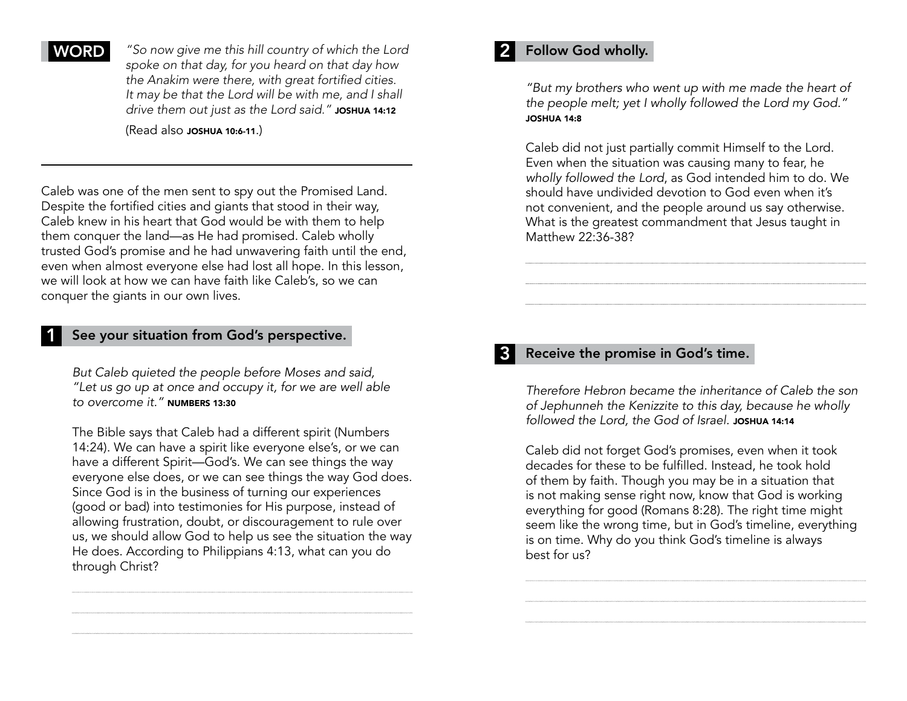**WORD**

*"So now give me this hill country of which the Lord spoke on that day, for you heard on that day how the Anakim were there, with great fortified cities. It may be that the Lord will be with me, and I shall drive them out just as the Lord said."* **JOSHUA 14:12**

(Read also **JOSHUA 10:6-11**.)

---

Caleb was one of the men sent to spy out the Promised Land. Despite the fortified cities and giants that stood in their way, Caleb knew in his heart that God would be with them to help them conquer the land—as He had promised. Caleb wholly trusted God's promise and he had unwavering faith until the end, even when almost everyone else had lost all hope. In this lesson, we will look at how we can have faith like Caleb's, so we can conquer the giants in our own lives.

## 1 See your situation from God's perspective.

*But Caleb quieted the people before Moses and said, "Let us go up at once and occupy it, for we are well able to overcome it."* **NUMBERS 13:30**

The Bible says that Caleb had a different spirit (Numbers 14:24). We can have a spirit like everyone else's, or we can have a different Spirit—God's. We can see things the way everyone else does, or we can see things the way God does. Since God is in the business of turning our experiences (good or bad) into testimonies for His purpose, instead of allowing frustration, doubt, or discouragement to rule over us, we should allow God to help us see the situation the way He does. According to Philippians 4:13, what can you do through Christ?

## 2 Follow God wholly.

*"But my brothers who went up with me made the heart of the people melt; yet I wholly followed the Lord my God."* **JOSHUA 14:8**

Caleb did not just partially commit Himself to the Lord. Even when the situation was causing many to fear, he *wholly followed the Lord*, as God intended him to do. We should have undivided devotion to God even when it's not convenient, and the people around us say otherwise. What is the greatest commandment that Jesus taught in Matthew 22:36-38?

## 3 Receive the promise in God's time.

*Therefore Hebron became the inheritance of Caleb the son of Jephunneh the Kenizzite to this day, because he wholly followed the Lord, the God of Israel.* **JOSHUA 14:14**

Caleb did not forget God's promises, even when it took decades for these to be fulfilled. Instead, he took hold of them by faith. Though you may be in a situation that is not making sense right now, know that God is working everything for good (Romans 8:28). The right time might seem like the wrong time, but in God's timeline, everything is on time. Why do you think God's timeline is always best for us?